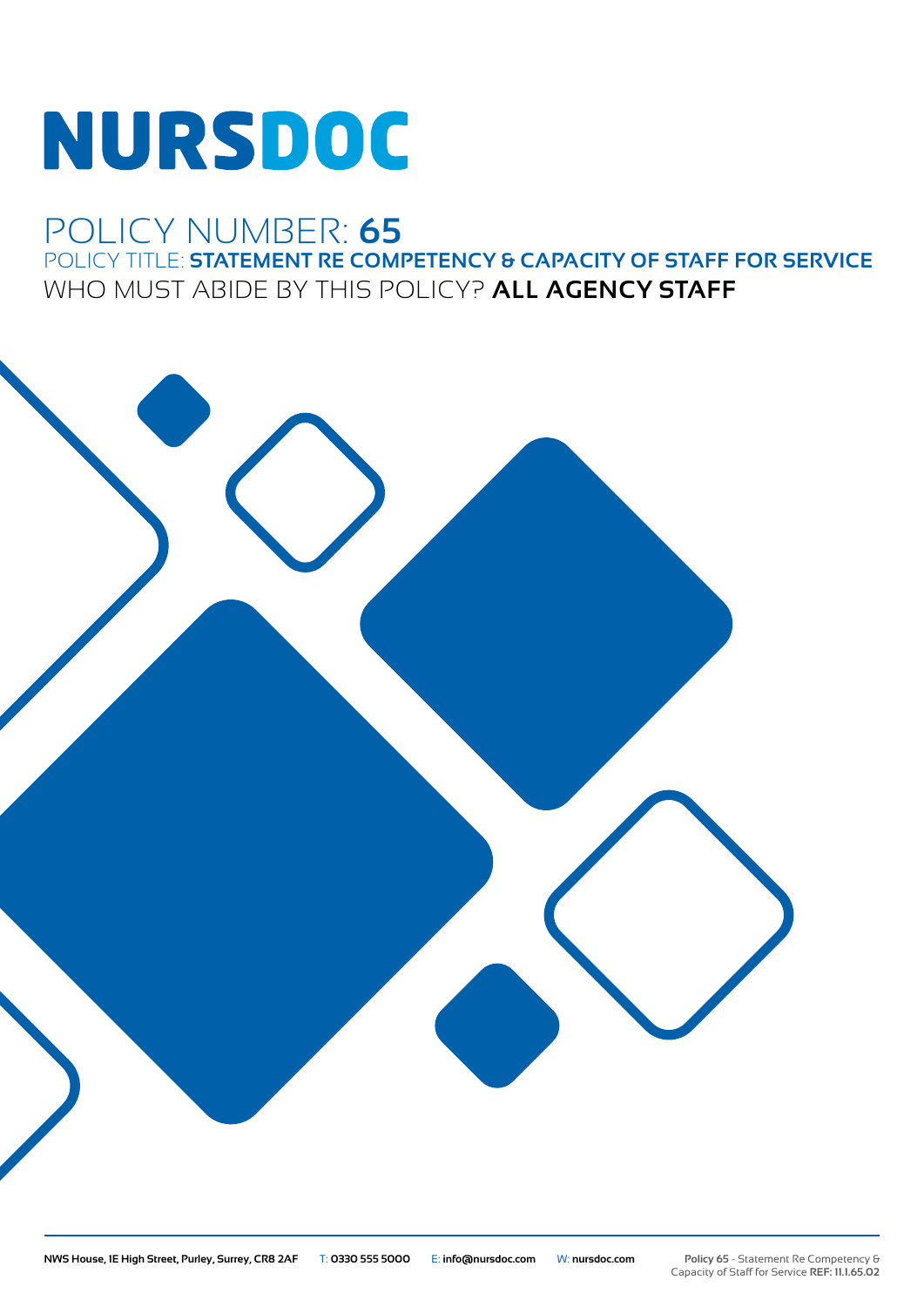# NURSDOC

## POLICY NUMBER: **65**

POLICY TITLE: **STATEMENT RE COMPETENCY & CAPACITY OF STAFF FOR SERVICE**

WHO MUST ABIDE BY THIS POLICY? **ALL AGENCY STAFF**

**NWS House, 1E High Street, Purley, Surrey, CR8 2AF** T: **0330 555 5000** E: **info@nursdoc.com** W: **nursdoc.com**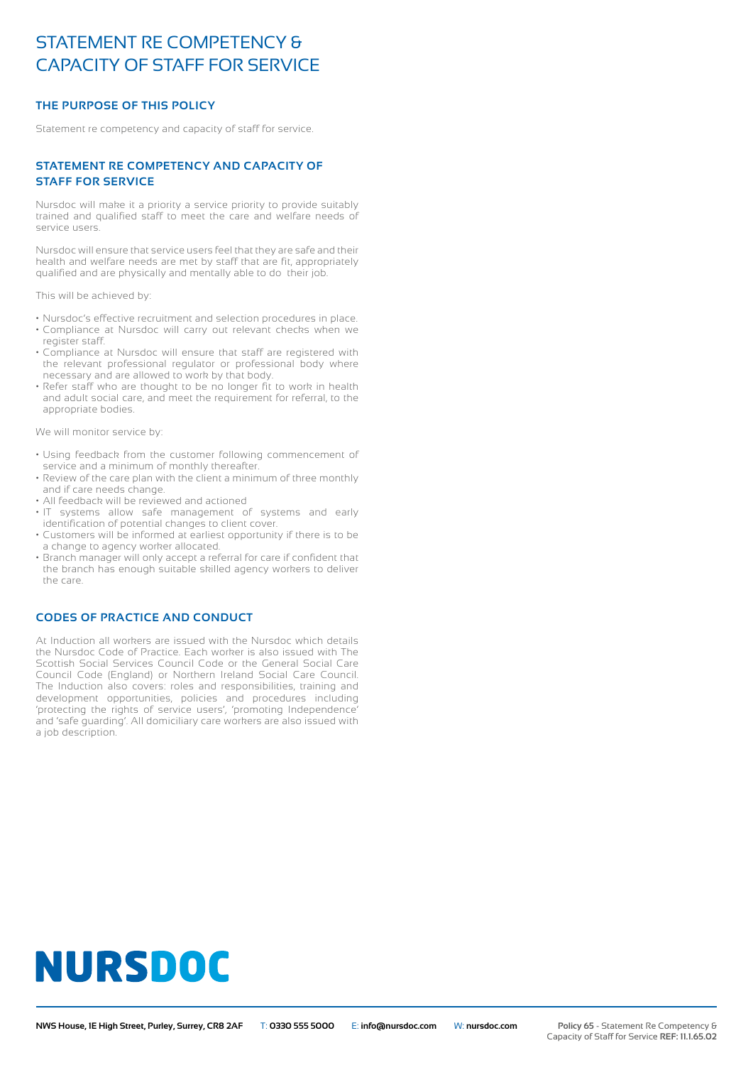# STATEMENT RE COMPETENCY & CAPACITY OF STAFF FOR SERVICE

## THE PURPOSE OF THIS POLICY

Statement re competency and capacity of staff for service.

## STATEMENT RE COMPETENCY AND CAPACITY OF STAFF FOR SERVICE

Nursdoc will make it a priority a service priority to provide suitably trained and qualified staff to meet the care and welfare needs of service users.

Nursdoc will ensure that service users feel that they are safe and their health and welfare needs are met by staff that are fit, appropriately qualified and are physically and mentally able to do their job.

This will be achieved by:

- Nursdoc's effective recruitment and selection procedures in place.
- Compliance at Nursdoc will carry out relevant checks when we register staff.
- Compliance at Nursdoc will ensure that staff are registered with the relevant professional regulator or professional body where necessary and are allowed to work by that body.
- Refer staff who are thought to be no longer fit to work in health and adult social care, and meet the requirement for referral, to the appropriate bodies.

We will monitor service by:

- Using feedback from the customer following commencement of service and a minimum of monthly thereafter.
- Review of the care plan with the client a minimum of three monthly and if care needs change.
- All feedback will be reviewed and actioned
- IT systems allow safe management of systems and early identification of potential changes to client cover.
- Customers will be informed at earliest opportunity if there is to be a change to agency worker allocated.
- Branch manager will only accept a referral for care if confident that the branch has enough suitable skilled agency workers to deliver the care.

## CODES OF PRACTICE AND CONDUCT

At Induction all workers are issued with the Nursdoc which details the Nursdoc Code of Practice. Each worker is also issued with The Scottish Social Services Council Code or the General Social Care Council Code (England) or Northern Ireland Social Care Council. The Induction also covers: roles and responsibilities, training and development opportunities, policies and procedures including 'protecting the rights of service users', 'promoting Independence' and 'safe guarding'. All domiciliary care workers are also issued with a job description.